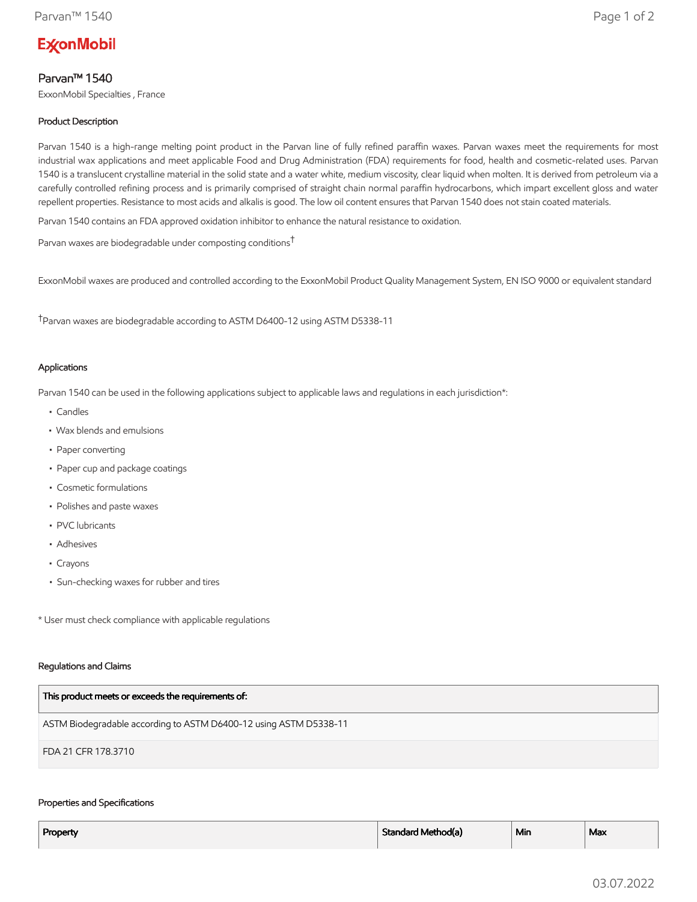# ExxonMobil

## Parvan™ 1540

ExxonMobil Specialties , France

### Product Description

Parvan 1540 is a high-range melting point product in the Parvan line of fully refined paraffin waxes. Parvan waxes meet the requirements for most industrial wax applications and meet applicable Food and Drug Administration (FDA) requirements for food, health and cosmetic-related uses. Parvan 1540 is a translucent crystalline material in the solid state and a water white, medium viscosity, clear liquid when molten. It is derived from petroleum via a carefully controlled refining process and is primarily comprised of straight chain normal paraffin hydrocarbons, which impart excellent gloss and water repellent properties. Resistance to most acids and alkalis is good. The low oil content ensures that Parvan 1540 does not stain coated materials.

Parvan 1540 contains an FDA approved oxidation inhibitor to enhance the natural resistance to oxidation.

Parvan waxes are biodegradable under composting conditions[†]

ExxonMobil waxes are produced and controlled according to the ExxonMobil Product Quality Management System, EN ISO 9000 or equivalent standard

[†]Parvan waxes are biodegradable according to ASTM D6400-12 using ASTM D5338-11

### Applications

Parvan 1540 can be used in the following applications subject to applicable laws and regulations in each jurisdiction*:

- Candles
- Wax blends and emulsions
- Paper converting
- Paper cup and package coatings
- Cosmetic formulations
- Polishes and paste waxes
- PVC lubricants
- Adhesives
- Crayons
- Sun-checking waxes for rubber and tires

* User must check compliance with applicable regulations

### Regulations and Claims

| This product meets or exceeds the requirements of: |
|---|
| ASTM Biodegradable according to ASTM D6400-12 using ASTM D5338-11 |
| FDA 21 CFR 178.3710 |

### Properties and Specifications

| Property | Standard Method(a) | Min | Max |
|---|---|---|---|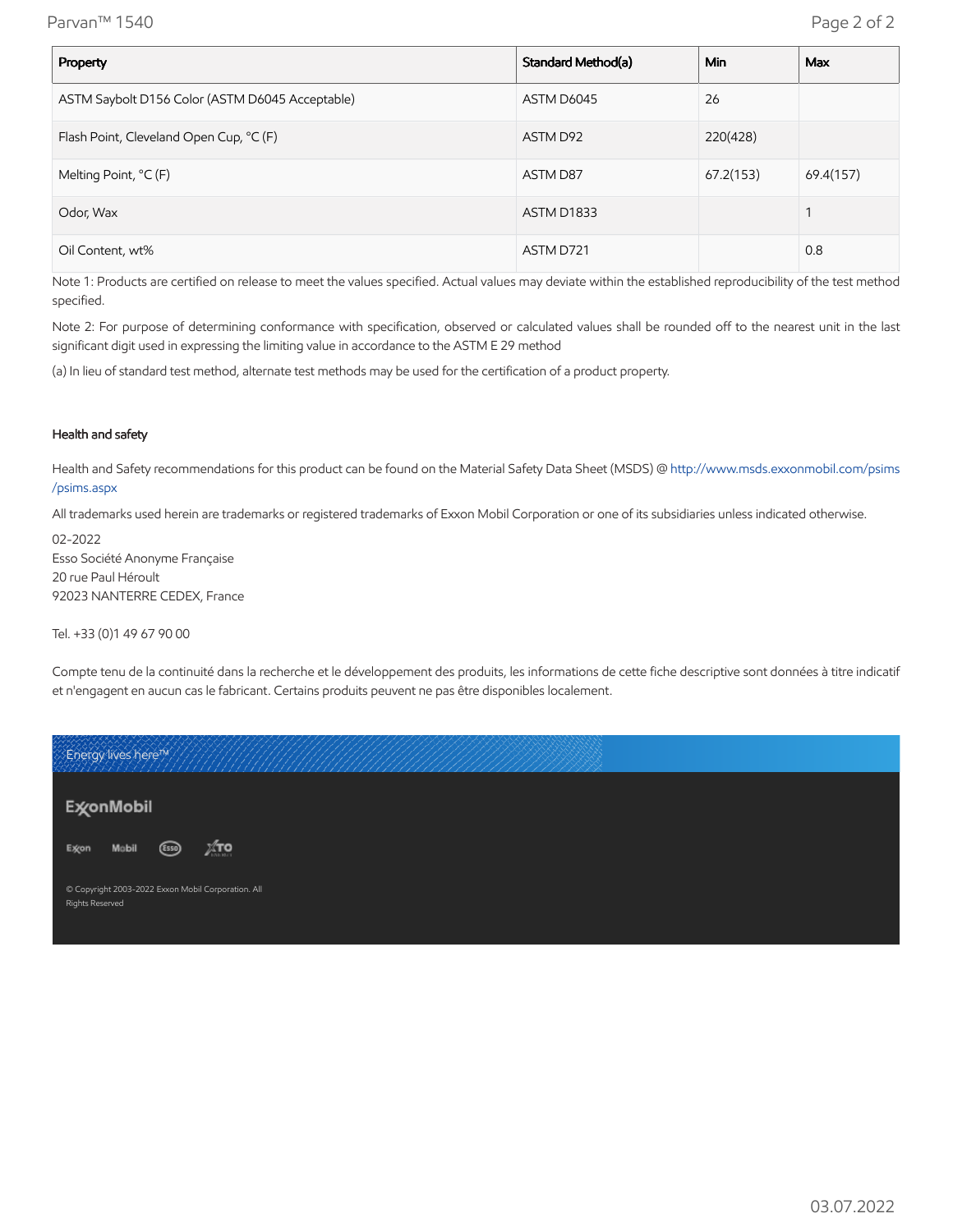| Property | Standard Method(a) | Min | Max |
| --- | --- | --- | --- |
| ASTM Saybolt D156 Color (ASTM D6045 Acceptable) | ASTM D6045 | 26 | |
| Flash Point, Cleveland Open Cup, °C (F) | ASTM D92 | 220(428) | |
| Melting Point, °C (F) | ASTM D87 | 67.2(153) | 69.4(157) |
| Odor, Wax | ASTM D1833 | | 1 |
| Oil Content, wt% | ASTM D721 | | 0.8 |

Note 1: Products are certified on release to meet the values specified. Actual values may deviate within the established reproducibility of the test method specified.

Note 2: For purpose of determining conformance with specification, observed or calculated values shall be rounded off to the nearest unit in the last significant digit used in expressing the limiting value in accordance to the ASTM E 29 method

(a) In lieu of standard test method, alternate test methods may be used for the certification of a product property.

### Health and safety

Health and Safety recommendations for this product can be found on the Material Safety Data Sheet (MSDS) @ http://www.msds.exxonmobil.com/psims/psims.aspx

All trademarks used herein are trademarks or registered trademarks of Exxon Mobil Corporation or one of its subsidiaries unless indicated otherwise.

02-2022
Esso Société Anonyme Française
20 rue Paul Héroult
92023 NANTERRE CEDEX, France

Tel. +33 (0)1 49 67 90 00

Compte tenu de la continuité dans la recherche et le développement des produits, les informations de cette fiche descriptive sont données à titre indicatif et n'engagent en aucun cas le fabricant. Certains produits peuvent ne pas être disponibles localement.

Energy lives here™

ExxonMobil

Exxon Mobil Esso XTO

© Copyright 2003-2022 Exxon Mobil Corporation. All Rights Reserved

03.07.2022